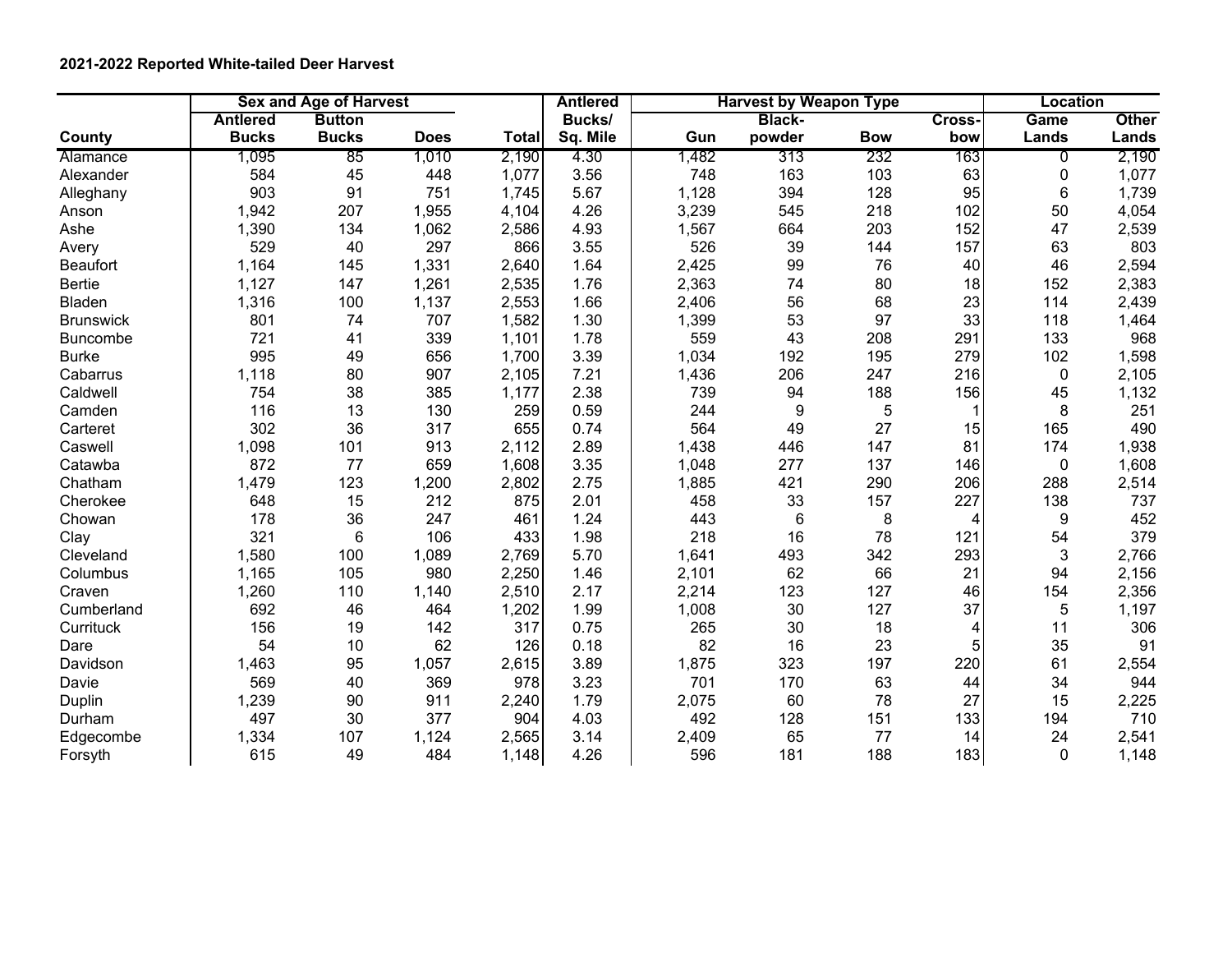**2021-2022 Reported White-tailed Deer Harvest**

| | Sex and Age of Harvest | | | | Antlered | Harvest by Weapon Type | | | | Location | |
|---|---|---|---|---|---|---|---|---|---|---|---|
| County | Antlered Bucks | Button Bucks | Does | Total | Bucks/ Sq. Mile | Gun | Black-powder | Bow | Cross-bow | Game Lands | Other Lands |
| Alamance | 1,095 | 85 | 1,010 | 2,190 | 4.30 | 1,482 | 313 | 232 | 163 | 0 | 2,190 |
| Alexander | 584 | 45 | 448 | 1,077 | 3.56 | 748 | 163 | 103 | 63 | 0 | 1,077 |
| Alleghany | 903 | 91 | 751 | 1,745 | 5.67 | 1,128 | 394 | 128 | 95 | 6 | 1,739 |
| Anson | 1,942 | 207 | 1,955 | 4,104 | 4.26 | 3,239 | 545 | 218 | 102 | 50 | 4,054 |
| Ashe | 1,390 | 134 | 1,062 | 2,586 | 4.93 | 1,567 | 664 | 203 | 152 | 47 | 2,539 |
| Avery | 529 | 40 | 297 | 866 | 3.55 | 526 | 39 | 144 | 157 | 63 | 803 |
| Beaufort | 1,164 | 145 | 1,331 | 2,640 | 1.64 | 2,425 | 99 | 76 | 40 | 46 | 2,594 |
| Bertie | 1,127 | 147 | 1,261 | 2,535 | 1.76 | 2,363 | 74 | 80 | 18 | 152 | 2,383 |
| Bladen | 1,316 | 100 | 1,137 | 2,553 | 1.66 | 2,406 | 56 | 68 | 23 | 114 | 2,439 |
| Brunswick | 801 | 74 | 707 | 1,582 | 1.30 | 1,399 | 53 | 97 | 33 | 118 | 1,464 |
| Buncombe | 721 | 41 | 339 | 1,101 | 1.78 | 559 | 43 | 208 | 291 | 133 | 968 |
| Burke | 995 | 49 | 656 | 1,700 | 3.39 | 1,034 | 192 | 195 | 279 | 102 | 1,598 |
| Cabarrus | 1,118 | 80 | 907 | 2,105 | 7.21 | 1,436 | 206 | 247 | 216 | 0 | 2,105 |
| Caldwell | 754 | 38 | 385 | 1,177 | 2.38 | 739 | 94 | 188 | 156 | 45 | 1,132 |
| Camden | 116 | 13 | 130 | 259 | 0.59 | 244 | 9 | 5 | 1 | 8 | 251 |
| Carteret | 302 | 36 | 317 | 655 | 0.74 | 564 | 49 | 27 | 15 | 165 | 490 |
| Caswell | 1,098 | 101 | 913 | 2,112 | 2.89 | 1,438 | 446 | 147 | 81 | 174 | 1,938 |
| Catawba | 872 | 77 | 659 | 1,608 | 3.35 | 1,048 | 277 | 137 | 146 | 0 | 1,608 |
| Chatham | 1,479 | 123 | 1,200 | 2,802 | 2.75 | 1,885 | 421 | 290 | 206 | 288 | 2,514 |
| Cherokee | 648 | 15 | 212 | 875 | 2.01 | 458 | 33 | 157 | 227 | 138 | 737 |
| Chowan | 178 | 36 | 247 | 461 | 1.24 | 443 | 6 | 8 | 4 | 9 | 452 |
| Clay | 321 | 6 | 106 | 433 | 1.98 | 218 | 16 | 78 | 121 | 54 | 379 |
| Cleveland | 1,580 | 100 | 1,089 | 2,769 | 5.70 | 1,641 | 493 | 342 | 293 | 3 | 2,766 |
| Columbus | 1,165 | 105 | 980 | 2,250 | 1.46 | 2,101 | 62 | 66 | 21 | 94 | 2,156 |
| Craven | 1,260 | 110 | 1,140 | 2,510 | 2.17 | 2,214 | 123 | 127 | 46 | 154 | 2,356 |
| Cumberland | 692 | 46 | 464 | 1,202 | 1.99 | 1,008 | 30 | 127 | 37 | 5 | 1,197 |
| Currituck | 156 | 19 | 142 | 317 | 0.75 | 265 | 30 | 18 | 4 | 11 | 306 |
| Dare | 54 | 10 | 62 | 126 | 0.18 | 82 | 16 | 23 | 5 | 35 | 91 |
| Davidson | 1,463 | 95 | 1,057 | 2,615 | 3.89 | 1,875 | 323 | 197 | 220 | 61 | 2,554 |
| Davie | 569 | 40 | 369 | 978 | 3.23 | 701 | 170 | 63 | 44 | 34 | 944 |
| Duplin | 1,239 | 90 | 911 | 2,240 | 1.79 | 2,075 | 60 | 78 | 27 | 15 | 2,225 |
| Durham | 497 | 30 | 377 | 904 | 4.03 | 492 | 128 | 151 | 133 | 194 | 710 |
| Edgecombe | 1,334 | 107 | 1,124 | 2,565 | 3.14 | 2,409 | 65 | 77 | 14 | 24 | 2,541 |
| Forsyth | 615 | 49 | 484 | 1,148 | 4.26 | 596 | 181 | 188 | 183 | 0 | 1,148 |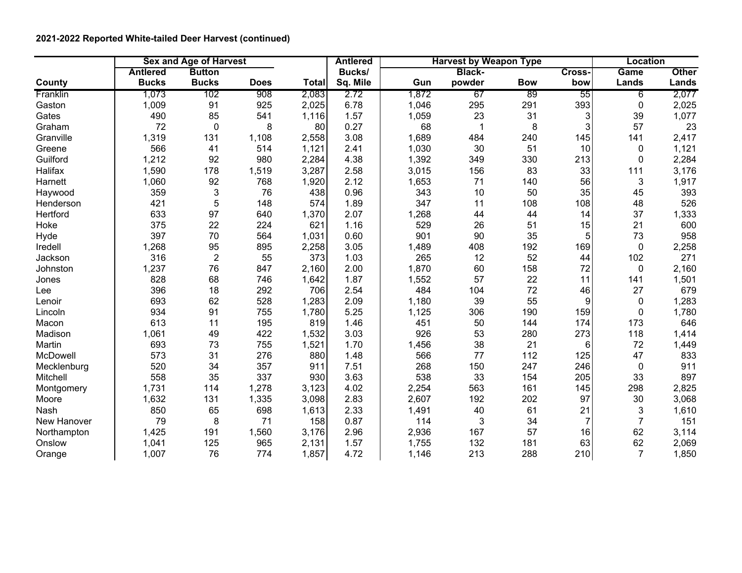**2021-2022 Reported White-tailed Deer Harvest (continued)**

| | Sex and Age of Harvest | | | | Antlered | Harvest by Weapon Type | | | | Location | |
|---|---|---|---|---|---|---|---|---|---|---|---|
| County | Antlered Bucks | Button Bucks | Does | Total | Bucks/ Sq. Mile | Gun | Black-powder | Bow | Cross-bow | Game Lands | Other Lands |
| Franklin | 1,073 | 102 | 908 | 2,083 | 2.72 | 1,872 | 67 | 89 | 55 | 6 | 2,077 |
| Gaston | 1,009 | 91 | 925 | 2,025 | 6.78 | 1,046 | 295 | 291 | 393 | 0 | 2,025 |
| Gates | 490 | 85 | 541 | 1,116 | 1.57 | 1,059 | 23 | 31 | 3 | 39 | 1,077 |
| Graham | 72 | 0 | 8 | 80 | 0.27 | 68 | 1 | 8 | 3 | 57 | 23 |
| Granville | 1,319 | 131 | 1,108 | 2,558 | 3.08 | 1,689 | 484 | 240 | 145 | 141 | 2,417 |
| Greene | 566 | 41 | 514 | 1,121 | 2.41 | 1,030 | 30 | 51 | 10 | 0 | 1,121 |
| Guilford | 1,212 | 92 | 980 | 2,284 | 4.38 | 1,392 | 349 | 330 | 213 | 0 | 2,284 |
| Halifax | 1,590 | 178 | 1,519 | 3,287 | 2.58 | 3,015 | 156 | 83 | 33 | 111 | 3,176 |
| Harnett | 1,060 | 92 | 768 | 1,920 | 2.12 | 1,653 | 71 | 140 | 56 | 3 | 1,917 |
| Haywood | 359 | 3 | 76 | 438 | 0.96 | 343 | 10 | 50 | 35 | 45 | 393 |
| Henderson | 421 | 5 | 148 | 574 | 1.89 | 347 | 11 | 108 | 108 | 48 | 526 |
| Hertford | 633 | 97 | 640 | 1,370 | 2.07 | 1,268 | 44 | 44 | 14 | 37 | 1,333 |
| Hoke | 375 | 22 | 224 | 621 | 1.16 | 529 | 26 | 51 | 15 | 21 | 600 |
| Hyde | 397 | 70 | 564 | 1,031 | 0.60 | 901 | 90 | 35 | 5 | 73 | 958 |
| Iredell | 1,268 | 95 | 895 | 2,258 | 3.05 | 1,489 | 408 | 192 | 169 | 0 | 2,258 |
| Jackson | 316 | 2 | 55 | 373 | 1.03 | 265 | 12 | 52 | 44 | 102 | 271 |
| Johnston | 1,237 | 76 | 847 | 2,160 | 2.00 | 1,870 | 60 | 158 | 72 | 0 | 2,160 |
| Jones | 828 | 68 | 746 | 1,642 | 1.87 | 1,552 | 57 | 22 | 11 | 141 | 1,501 |
| Lee | 396 | 18 | 292 | 706 | 2.54 | 484 | 104 | 72 | 46 | 27 | 679 |
| Lenoir | 693 | 62 | 528 | 1,283 | 2.09 | 1,180 | 39 | 55 | 9 | 0 | 1,283 |
| Lincoln | 934 | 91 | 755 | 1,780 | 5.25 | 1,125 | 306 | 190 | 159 | 0 | 1,780 |
| Macon | 613 | 11 | 195 | 819 | 1.46 | 451 | 50 | 144 | 174 | 173 | 646 |
| Madison | 1,061 | 49 | 422 | 1,532 | 3.03 | 926 | 53 | 280 | 273 | 118 | 1,414 |
| Martin | 693 | 73 | 755 | 1,521 | 1.70 | 1,456 | 38 | 21 | 6 | 72 | 1,449 |
| McDowell | 573 | 31 | 276 | 880 | 1.48 | 566 | 77 | 112 | 125 | 47 | 833 |
| Mecklenburg | 520 | 34 | 357 | 911 | 7.51 | 268 | 150 | 247 | 246 | 0 | 911 |
| Mitchell | 558 | 35 | 337 | 930 | 3.63 | 538 | 33 | 154 | 205 | 33 | 897 |
| Montgomery | 1,731 | 114 | 1,278 | 3,123 | 4.02 | 2,254 | 563 | 161 | 145 | 298 | 2,825 |
| Moore | 1,632 | 131 | 1,335 | 3,098 | 2.83 | 2,607 | 192 | 202 | 97 | 30 | 3,068 |
| Nash | 850 | 65 | 698 | 1,613 | 2.33 | 1,491 | 40 | 61 | 21 | 3 | 1,610 |
| New Hanover | 79 | 8 | 71 | 158 | 0.87 | 114 | 3 | 34 | 7 | 7 | 151 |
| Northampton | 1,425 | 191 | 1,560 | 3,176 | 2.96 | 2,936 | 167 | 57 | 16 | 62 | 3,114 |
| Onslow | 1,041 | 125 | 965 | 2,131 | 1.57 | 1,755 | 132 | 181 | 63 | 62 | 2,069 |
| Orange | 1,007 | 76 | 774 | 1,857 | 4.72 | 1,146 | 213 | 288 | 210 | 7 | 1,850 |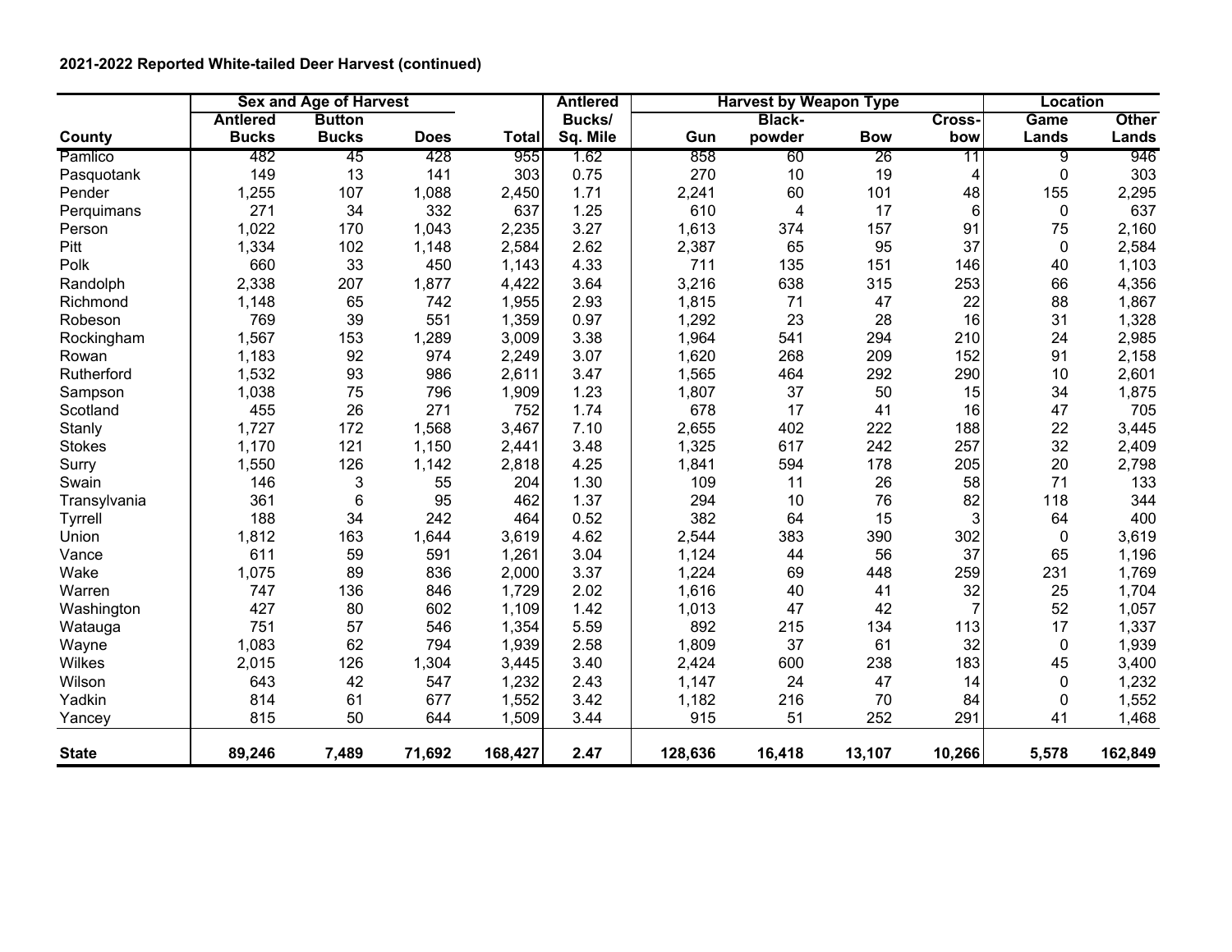**2021-2022 Reported White-tailed Deer Harvest (continued)**

| | Sex and Age of Harvest | | | | Antlered | Harvest by Weapon Type | | | | Location | |
|---|---|---|---|---|---|---|---|---|---|---|---|
| County | Antlered Bucks | Button Bucks | Does | Total | Bucks/ Sq. Mile | Gun | Black-powder | Bow | Cross-bow | Game Lands | Other Lands |
| Pamlico | 482 | 45 | 428 | 955 | 1.62 | 858 | 60 | 26 | 11 | 9 | 946 |
| Pasquotank | 149 | 13 | 141 | 303 | 0.75 | 270 | 10 | 19 | 4 | 0 | 303 |
| Pender | 1,255 | 107 | 1,088 | 2,450 | 1.71 | 2,241 | 60 | 101 | 48 | 155 | 2,295 |
| Perquimans | 271 | 34 | 332 | 637 | 1.25 | 610 | 4 | 17 | 6 | 0 | 637 |
| Person | 1,022 | 170 | 1,043 | 2,235 | 3.27 | 1,613 | 374 | 157 | 91 | 75 | 2,160 |
| Pitt | 1,334 | 102 | 1,148 | 2,584 | 2.62 | 2,387 | 65 | 95 | 37 | 0 | 2,584 |
| Polk | 660 | 33 | 450 | 1,143 | 4.33 | 711 | 135 | 151 | 146 | 40 | 1,103 |
| Randolph | 2,338 | 207 | 1,877 | 4,422 | 3.64 | 3,216 | 638 | 315 | 253 | 66 | 4,356 |
| Richmond | 1,148 | 65 | 742 | 1,955 | 2.93 | 1,815 | 71 | 47 | 22 | 88 | 1,867 |
| Robeson | 769 | 39 | 551 | 1,359 | 0.97 | 1,292 | 23 | 28 | 16 | 31 | 1,328 |
| Rockingham | 1,567 | 153 | 1,289 | 3,009 | 3.38 | 1,964 | 541 | 294 | 210 | 24 | 2,985 |
| Rowan | 1,183 | 92 | 974 | 2,249 | 3.07 | 1,620 | 268 | 209 | 152 | 91 | 2,158 |
| Rutherford | 1,532 | 93 | 986 | 2,611 | 3.47 | 1,565 | 464 | 292 | 290 | 10 | 2,601 |
| Sampson | 1,038 | 75 | 796 | 1,909 | 1.23 | 1,807 | 37 | 50 | 15 | 34 | 1,875 |
| Scotland | 455 | 26 | 271 | 752 | 1.74 | 678 | 17 | 41 | 16 | 47 | 705 |
| Stanly | 1,727 | 172 | 1,568 | 3,467 | 7.10 | 2,655 | 402 | 222 | 188 | 22 | 3,445 |
| Stokes | 1,170 | 121 | 1,150 | 2,441 | 3.48 | 1,325 | 617 | 242 | 257 | 32 | 2,409 |
| Surry | 1,550 | 126 | 1,142 | 2,818 | 4.25 | 1,841 | 594 | 178 | 205 | 20 | 2,798 |
| Swain | 146 | 3 | 55 | 204 | 1.30 | 109 | 11 | 26 | 58 | 71 | 133 |
| Transylvania | 361 | 6 | 95 | 462 | 1.37 | 294 | 10 | 76 | 82 | 118 | 344 |
| Tyrrell | 188 | 34 | 242 | 464 | 0.52 | 382 | 64 | 15 | 3 | 64 | 400 |
| Union | 1,812 | 163 | 1,644 | 3,619 | 4.62 | 2,544 | 383 | 390 | 302 | 0 | 3,619 |
| Vance | 611 | 59 | 591 | 1,261 | 3.04 | 1,124 | 44 | 56 | 37 | 65 | 1,196 |
| Wake | 1,075 | 89 | 836 | 2,000 | 3.37 | 1,224 | 69 | 448 | 259 | 231 | 1,769 |
| Warren | 747 | 136 | 846 | 1,729 | 2.02 | 1,616 | 40 | 41 | 32 | 25 | 1,704 |
| Washington | 427 | 80 | 602 | 1,109 | 1.42 | 1,013 | 47 | 42 | 7 | 52 | 1,057 |
| Watauga | 751 | 57 | 546 | 1,354 | 5.59 | 892 | 215 | 134 | 113 | 17 | 1,337 |
| Wayne | 1,083 | 62 | 794 | 1,939 | 2.58 | 1,809 | 37 | 61 | 32 | 0 | 1,939 |
| Wilkes | 2,015 | 126 | 1,304 | 3,445 | 3.40 | 2,424 | 600 | 238 | 183 | 45 | 3,400 |
| Wilson | 643 | 42 | 547 | 1,232 | 2.43 | 1,147 | 24 | 47 | 14 | 0 | 1,232 |
| Yadkin | 814 | 61 | 677 | 1,552 | 3.42 | 1,182 | 216 | 70 | 84 | 0 | 1,552 |
| Yancey | 815 | 50 | 644 | 1,509 | 3.44 | 915 | 51 | 252 | 291 | 41 | 1,468 |
| **State** | **89,246** | **7,489** | **71,692** | **168,427** | **2.47** | **128,636** | **16,418** | **13,107** | **10,266** | **5,578** | **162,849** |